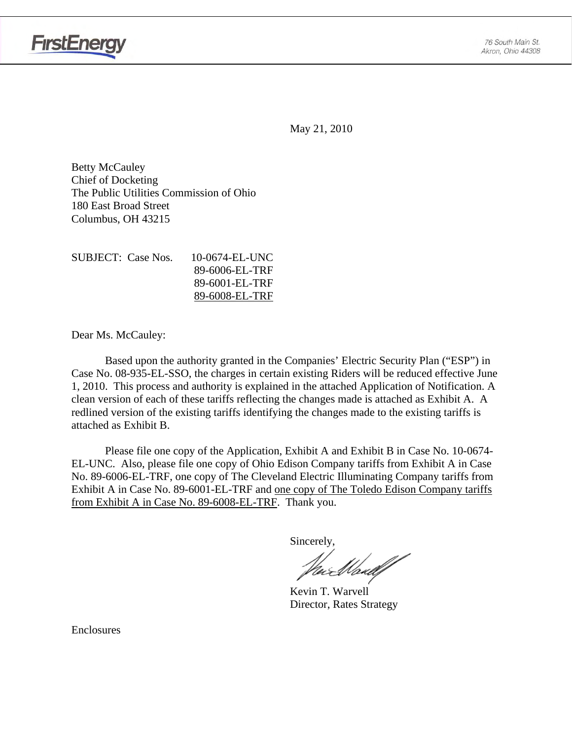FirstEnergy

76 South Main St.
Akron, Ohio 44308

May 21, 2010

Betty McCauley
Chief of Docketing
The Public Utilities Commission of Ohio
180 East Broad Street
Columbus, OH 43215

SUBJECT: Case Nos. 10-0674-EL-UNC
89-6006-EL-TRF
89-6001-EL-TRF
89-6008-EL-TRF

Dear Ms. McCauley:

Based upon the authority granted in the Companies' Electric Security Plan ("ESP") in Case No. 08-935-EL-SSO, the charges in certain existing Riders will be reduced effective June 1, 2010. This process and authority is explained in the attached Application of Notification. A clean version of each of these tariffs reflecting the changes made is attached as Exhibit A. A redlined version of the existing tariffs identifying the changes made to the existing tariffs is attached as Exhibit B.

Please file one copy of the Application, Exhibit A and Exhibit B in Case No. 10-0674-EL-UNC. Also, please file one copy of Ohio Edison Company tariffs from Exhibit A in Case No. 89-6006-EL-TRF, one copy of The Cleveland Electric Illuminating Company tariffs from Exhibit A in Case No. 89-6001-EL-TRF and one copy of The Toledo Edison Company tariffs from Exhibit A in Case No. 89-6008-EL-TRF. Thank you.

Sincerely,

Kevin T. Warvell
Director, Rates Strategy

Enclosures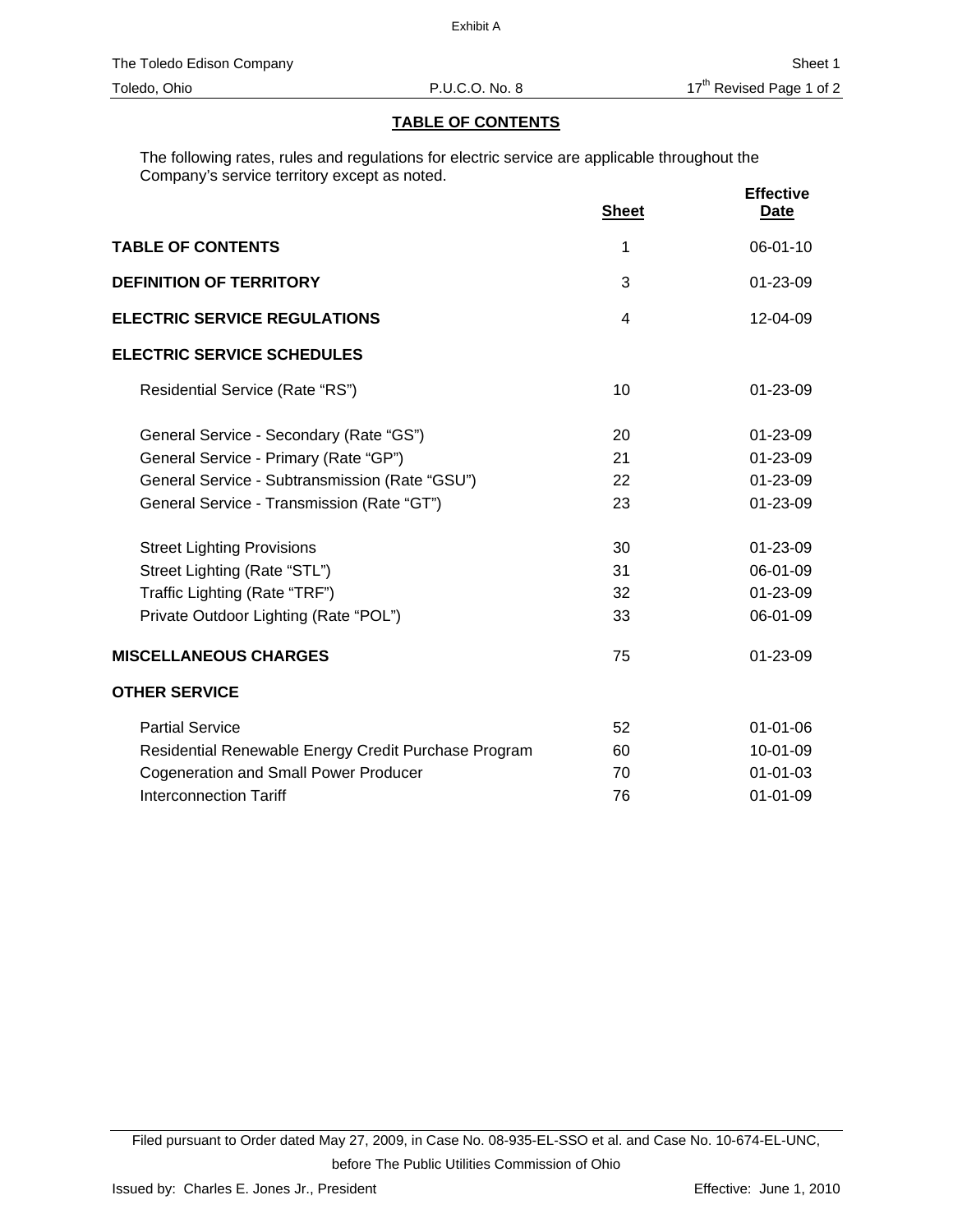Exhibit A

The Toledo Edison Company — Sheet 1

Toledo, Ohio — P.U.C.O. No. 8 — 17th Revised Page 1 of 2

## TABLE OF CONTENTS

The following rates, rules and regulations for electric service are applicable throughout the Company's service territory except as noted.

| | Sheet | Effective Date |
|---|---|---|
| **TABLE OF CONTENTS** | 1 | 06-01-10 |
| **DEFINITION OF TERRITORY** | 3 | 01-23-09 |
| **ELECTRIC SERVICE REGULATIONS** | 4 | 12-04-09 |
| **ELECTRIC SERVICE SCHEDULES** | | |
| Residential Service (Rate "RS") | 10 | 01-23-09 |
| General Service - Secondary (Rate "GS") | 20 | 01-23-09 |
| General Service - Primary (Rate "GP") | 21 | 01-23-09 |
| General Service - Subtransmission (Rate "GSU") | 22 | 01-23-09 |
| General Service - Transmission (Rate "GT") | 23 | 01-23-09 |
| Street Lighting Provisions | 30 | 01-23-09 |
| Street Lighting (Rate "STL") | 31 | 06-01-09 |
| Traffic Lighting (Rate "TRF") | 32 | 01-23-09 |
| Private Outdoor Lighting (Rate "POL") | 33 | 06-01-09 |
| **MISCELLANEOUS CHARGES** | 75 | 01-23-09 |
| **OTHER SERVICE** | | |
| Partial Service | 52 | 01-01-06 |
| Residential Renewable Energy Credit Purchase Program | 60 | 10-01-09 |
| Cogeneration and Small Power Producer | 70 | 01-01-03 |
| Interconnection Tariff | 76 | 01-01-09 |

Filed pursuant to Order dated May 27, 2009, in Case No. 08-935-EL-SSO et al. and Case No. 10-674-EL-UNC, before The Public Utilities Commission of Ohio

Issued by: Charles E. Jones Jr., President — Effective: June 1, 2010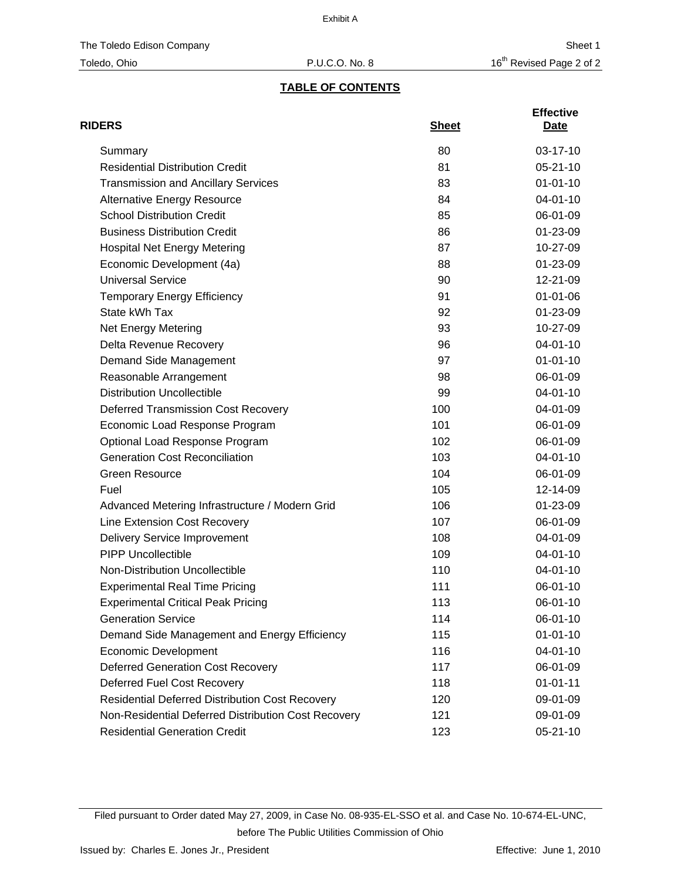Exhibit A

The Toledo Edison Company — Sheet 1

Toledo, Ohio — P.U.C.O. No. 8 — 16th Revised Page 2 of 2

## TABLE OF CONTENTS

| RIDERS | Sheet | Effective Date |
|---|---|---|
| Summary | 80 | 03-17-10 |
| Residential Distribution Credit | 81 | 05-21-10 |
| Transmission and Ancillary Services | 83 | 01-01-10 |
| Alternative Energy Resource | 84 | 04-01-10 |
| School Distribution Credit | 85 | 06-01-09 |
| Business Distribution Credit | 86 | 01-23-09 |
| Hospital Net Energy Metering | 87 | 10-27-09 |
| Economic Development (4a) | 88 | 01-23-09 |
| Universal Service | 90 | 12-21-09 |
| Temporary Energy Efficiency | 91 | 01-01-06 |
| State kWh Tax | 92 | 01-23-09 |
| Net Energy Metering | 93 | 10-27-09 |
| Delta Revenue Recovery | 96 | 04-01-10 |
| Demand Side Management | 97 | 01-01-10 |
| Reasonable Arrangement | 98 | 06-01-09 |
| Distribution Uncollectible | 99 | 04-01-10 |
| Deferred Transmission Cost Recovery | 100 | 04-01-09 |
| Economic Load Response Program | 101 | 06-01-09 |
| Optional Load Response Program | 102 | 06-01-09 |
| Generation Cost Reconciliation | 103 | 04-01-10 |
| Green Resource | 104 | 06-01-09 |
| Fuel | 105 | 12-14-09 |
| Advanced Metering Infrastructure / Modern Grid | 106 | 01-23-09 |
| Line Extension Cost Recovery | 107 | 06-01-09 |
| Delivery Service Improvement | 108 | 04-01-09 |
| PIPP Uncollectible | 109 | 04-01-10 |
| Non-Distribution Uncollectible | 110 | 04-01-10 |
| Experimental Real Time Pricing | 111 | 06-01-10 |
| Experimental Critical Peak Pricing | 113 | 06-01-10 |
| Generation Service | 114 | 06-01-10 |
| Demand Side Management and Energy Efficiency | 115 | 01-01-10 |
| Economic Development | 116 | 04-01-10 |
| Deferred Generation Cost Recovery | 117 | 06-01-09 |
| Deferred Fuel Cost Recovery | 118 | 01-01-11 |
| Residential Deferred Distribution Cost Recovery | 120 | 09-01-09 |
| Non-Residential Deferred Distribution Cost Recovery | 121 | 09-01-09 |
| Residential Generation Credit | 123 | 05-21-10 |

Filed pursuant to Order dated May 27, 2009, in Case No. 08-935-EL-SSO et al. and Case No. 10-674-EL-UNC, before The Public Utilities Commission of Ohio

Issued by: Charles E. Jones Jr., President — Effective: June 1, 2010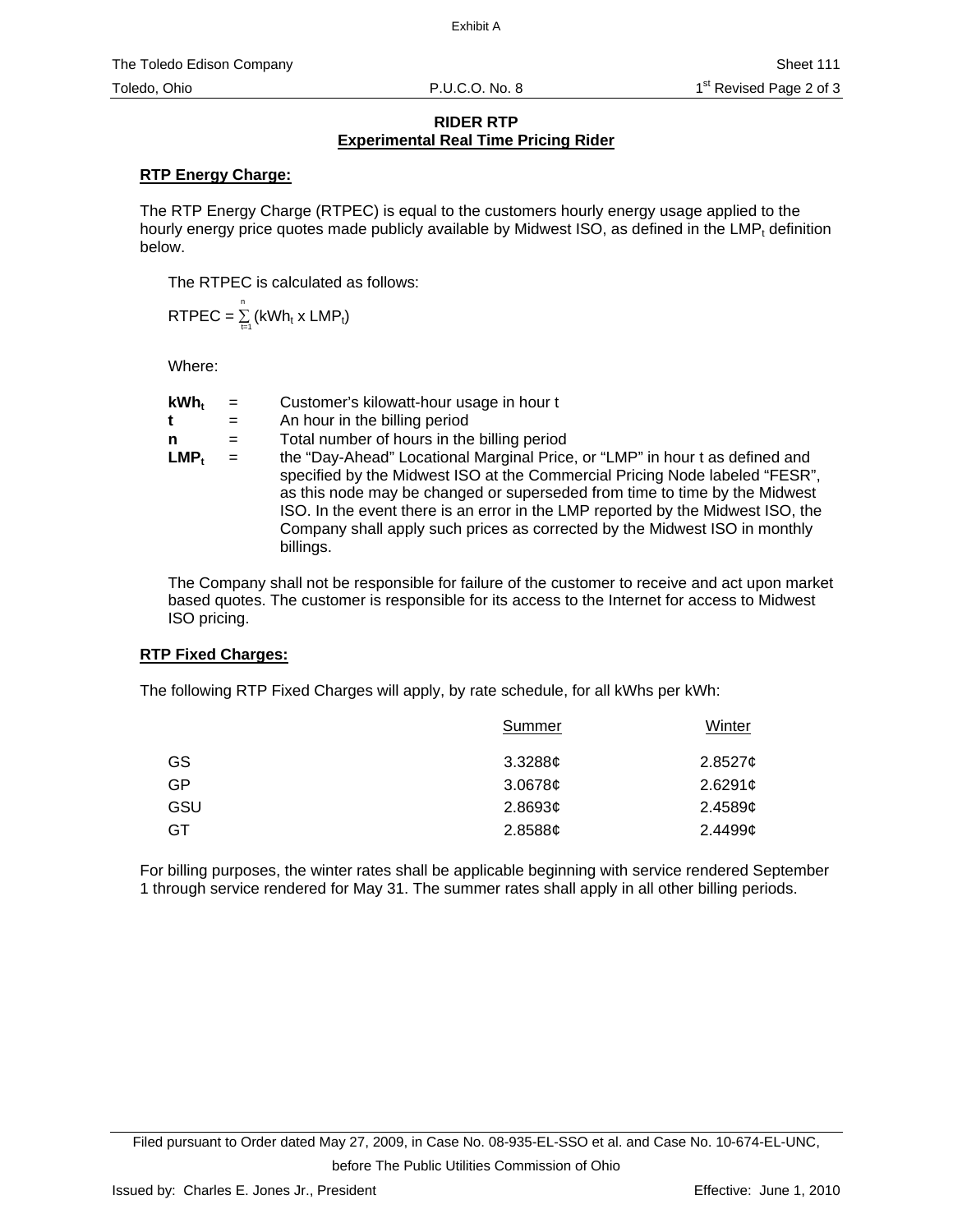# RIDER RTP

## Experimental Real Time Pricing Rider

**RTP Energy Charge:**

The RTP Energy Charge (RTPEC) is equal to the customers hourly energy usage applied to the hourly energy price quotes made publicly available by Midwest ISO, as defined in the $LMP_t$ definition below.

The RTPEC is calculated as follows:

$$RTPEC = \sum_{t=1}^{n} (kWh_t \times LMP_t)$$

Where:

| | | |
|---|---|---|
| $kWh_t$ | = | Customer's kilowatt-hour usage in hour t |
| **t** | = | An hour in the billing period |
| **n** | = | Total number of hours in the billing period |
| $LMP_t$ | = | the "Day-Ahead" Locational Marginal Price, or "LMP" in hour t as defined and specified by the Midwest ISO at the Commercial Pricing Node labeled "FESR", as this node may be changed or superseded from time to time by the Midwest ISO. In the event there is an error in the LMP reported by the Midwest ISO, the Company shall apply such prices as corrected by the Midwest ISO in monthly billings. |

The Company shall not be responsible for failure of the customer to receive and act upon market based quotes. The customer is responsible for its access to the Internet for access to Midwest ISO pricing.

**RTP Fixed Charges:**

The following RTP Fixed Charges will apply, by rate schedule, for all kWhs per kWh:

| | Summer | Winter |
|---|---|---|
| GS | 3.3288¢ | 2.8527¢ |
| GP | 3.0678¢ | 2.6291¢ |
| GSU | 2.8693¢ | 2.4589¢ |
| GT | 2.8588¢ | 2.4499¢ |

For billing purposes, the winter rates shall be applicable beginning with service rendered September 1 through service rendered for May 31. The summer rates shall apply in all other billing periods.

Filed pursuant to Order dated May 27, 2009, in Case No. 08-935-EL-SSO et al. and Case No. 10-674-EL-UNC, before The Public Utilities Commission of Ohio

Issued by: Charles E. Jones Jr., President

Effective: June 1, 2010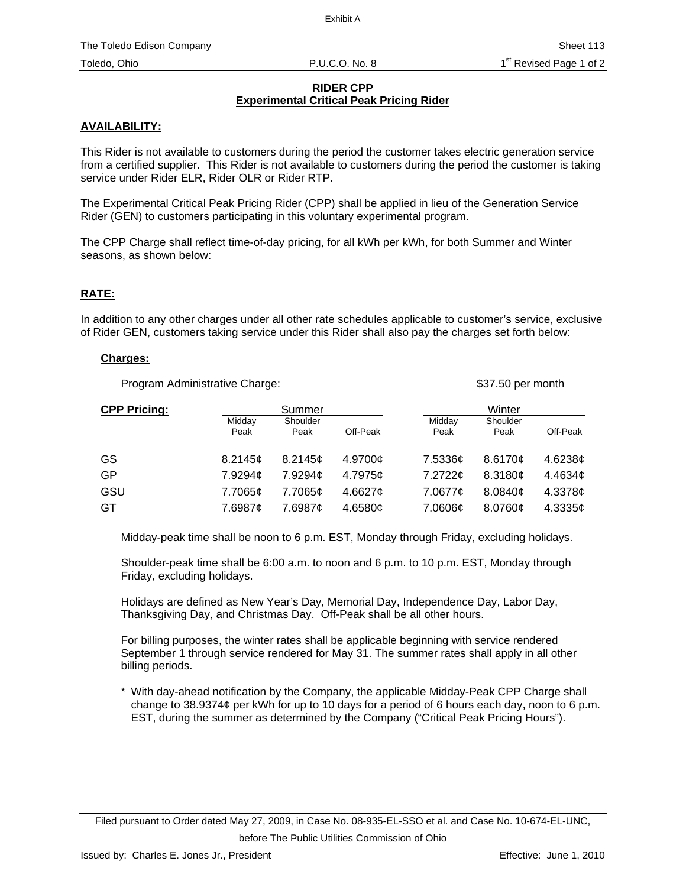Exhibit A

The Toledo Edison Company | Sheet 113
Toledo, Ohio | P.U.C.O. No. 8 | 1st Revised Page 1 of 2

## RIDER CPP
## Experimental Critical Peak Pricing Rider

### AVAILABILITY:

This Rider is not available to customers during the period the customer takes electric generation service from a certified supplier. This Rider is not available to customers during the period the customer is taking service under Rider ELR, Rider OLR or Rider RTP.

The Experimental Critical Peak Pricing Rider (CPP) shall be applied in lieu of the Generation Service Rider (GEN) to customers participating in this voluntary experimental program.

The CPP Charge shall reflect time-of-day pricing, for all kWh per kWh, for both Summer and Winter seasons, as shown below:

### RATE:

In addition to any other charges under all other rate schedules applicable to customer's service, exclusive of Rider GEN, customers taking service under this Rider shall also pay the charges set forth below:

**Charges:**

Program Administrative Charge: $37.50 per month

| CPP Pricing: | Summer | | | Winter | | |
|---|---|---|---|---|---|---|
| | Midday Peak | Shoulder Peak | Off-Peak | Midday Peak | Shoulder Peak | Off-Peak |
| GS | 8.2145¢ | 8.2145¢ | 4.9700¢ | 7.5336¢ | 8.6170¢ | 4.6238¢ |
| GP | 7.9294¢ | 7.9294¢ | 4.7975¢ | 7.2722¢ | 8.3180¢ | 4.4634¢ |
| GSU | 7.7065¢ | 7.7065¢ | 4.6627¢ | 7.0677¢ | 8.0840¢ | 4.3378¢ |
| GT | 7.6987¢ | 7.6987¢ | 4.6580¢ | 7.0606¢ | 8.0760¢ | 4.3335¢ |

Midday-peak time shall be noon to 6 p.m. EST, Monday through Friday, excluding holidays.

Shoulder-peak time shall be 6:00 a.m. to noon and 6 p.m. to 10 p.m. EST, Monday through Friday, excluding holidays.

Holidays are defined as New Year's Day, Memorial Day, Independence Day, Labor Day, Thanksgiving Day, and Christmas Day. Off-Peak shall be all other hours.

For billing purposes, the winter rates shall be applicable beginning with service rendered September 1 through service rendered for May 31. The summer rates shall apply in all other billing periods.

* With day-ahead notification by the Company, the applicable Midday-Peak CPP Charge shall change to 38.9374¢ per kWh for up to 10 days for a period of 6 hours each day, noon to 6 p.m. EST, during the summer as determined by the Company ("Critical Peak Pricing Hours").

Filed pursuant to Order dated May 27, 2009, in Case No. 08-935-EL-SSO et al. and Case No. 10-674-EL-UNC, before The Public Utilities Commission of Ohio

Issued by: Charles E. Jones Jr., President | Effective: June 1, 2010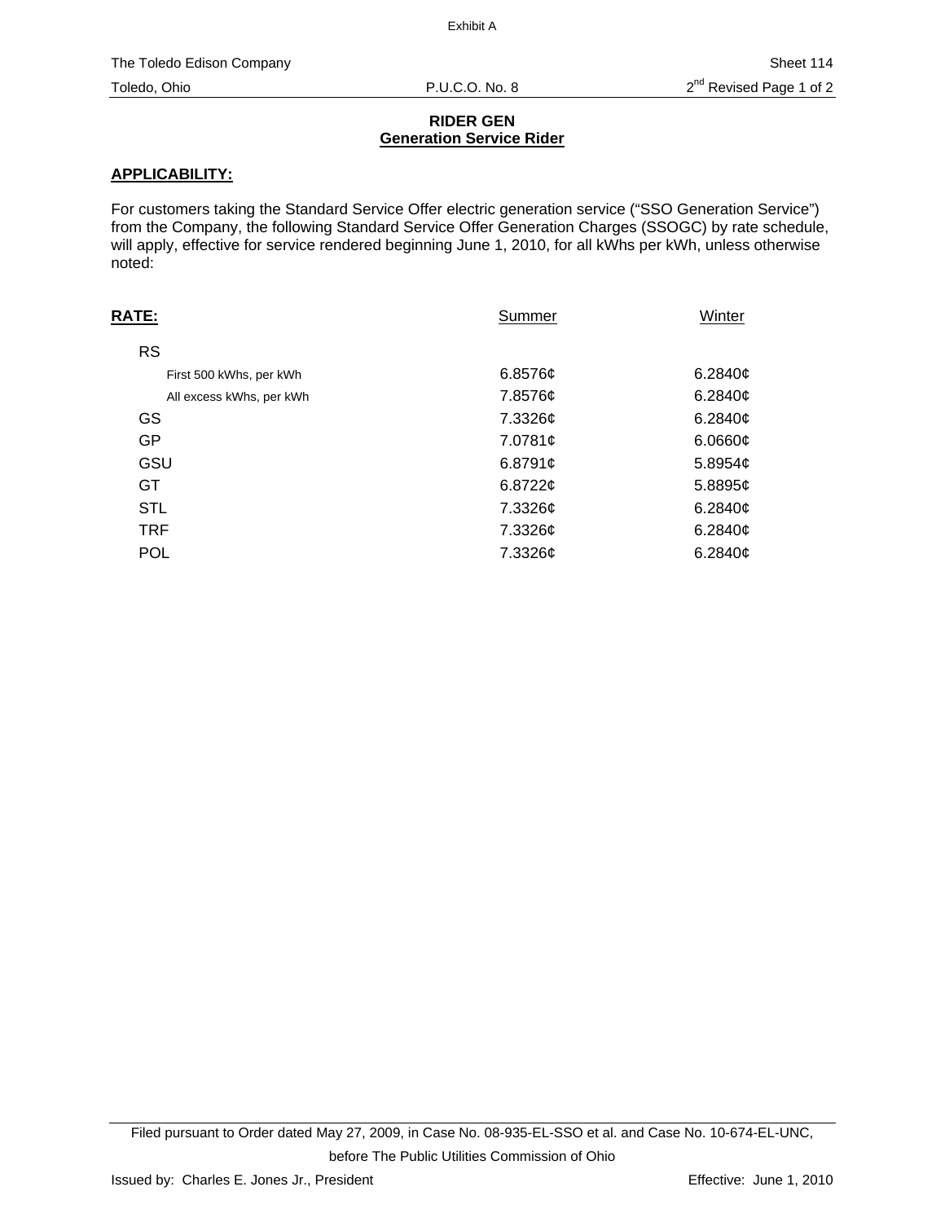Exhibit A

The Toledo Edison Company — Sheet 114

Toledo, Ohio — P.U.C.O. No. 8 — 2nd Revised Page 1 of 2

## RIDER GEN
## Generation Service Rider

### APPLICABILITY:

For customers taking the Standard Service Offer electric generation service ("SSO Generation Service") from the Company, the following Standard Service Offer Generation Charges (SSOGC) by rate schedule, will apply, effective for service rendered beginning June 1, 2010, for all kWhs per kWh, unless otherwise noted:

| RATE: | Summer | Winter |
|---|---|---|
| RS | | |
| First 500 kWhs, per kWh | 6.8576¢ | 6.2840¢ |
| All excess kWhs, per kWh | 7.8576¢ | 6.2840¢ |
| GS | 7.3326¢ | 6.2840¢ |
| GP | 7.0781¢ | 6.0660¢ |
| GSU | 6.8791¢ | 5.8954¢ |
| GT | 6.8722¢ | 5.8895¢ |
| STL | 7.3326¢ | 6.2840¢ |
| TRF | 7.3326¢ | 6.2840¢ |
| POL | 7.3326¢ | 6.2840¢ |

Filed pursuant to Order dated May 27, 2009, in Case No. 08-935-EL-SSO et al. and Case No. 10-674-EL-UNC, before The Public Utilities Commission of Ohio

Issued by: Charles E. Jones Jr., President — Effective: June 1, 2010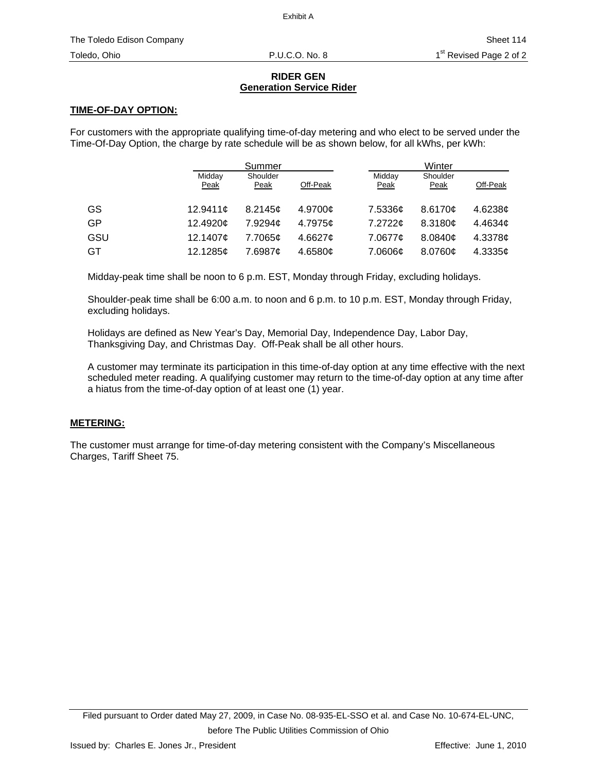Exhibit A

The Toledo Edison Company | Sheet 114
Toledo, Ohio | P.U.C.O. No. 8 | 1st Revised Page 2 of 2

## RIDER GEN
## Generation Service Rider

**TIME-OF-DAY OPTION:**

For customers with the appropriate qualifying time-of-day metering and who elect to be served under the Time-Of-Day Option, the charge by rate schedule will be as shown below, for all kWhs, per kWh:

| | Summer | | | Winter | | |
|---|---|---|---|---|---|---|
| | Midday Peak | Shoulder Peak | Off-Peak | Midday Peak | Shoulder Peak | Off-Peak |
| GS | 12.9411¢ | 8.2145¢ | 4.9700¢ | 7.5336¢ | 8.6170¢ | 4.6238¢ |
| GP | 12.4920¢ | 7.9294¢ | 4.7975¢ | 7.2722¢ | 8.3180¢ | 4.4634¢ |
| GSU | 12.1407¢ | 7.7065¢ | 4.6627¢ | 7.0677¢ | 8.0840¢ | 4.3378¢ |
| GT | 12.1285¢ | 7.6987¢ | 4.6580¢ | 7.0606¢ | 8.0760¢ | 4.3335¢ |

Midday-peak time shall be noon to 6 p.m. EST, Monday through Friday, excluding holidays.

Shoulder-peak time shall be 6:00 a.m. to noon and 6 p.m. to 10 p.m. EST, Monday through Friday, excluding holidays.

Holidays are defined as New Year's Day, Memorial Day, Independence Day, Labor Day, Thanksgiving Day, and Christmas Day. Off-Peak shall be all other hours.

A customer may terminate its participation in this time-of-day option at any time effective with the next scheduled meter reading. A qualifying customer may return to the time-of-day option at any time after a hiatus from the time-of-day option of at least one (1) year.

**METERING:**

The customer must arrange for time-of-day metering consistent with the Company's Miscellaneous Charges, Tariff Sheet 75.

Filed pursuant to Order dated May 27, 2009, in Case No. 08-935-EL-SSO et al. and Case No. 10-674-EL-UNC, before The Public Utilities Commission of Ohio

Issued by: Charles E. Jones Jr., President | Effective: June 1, 2010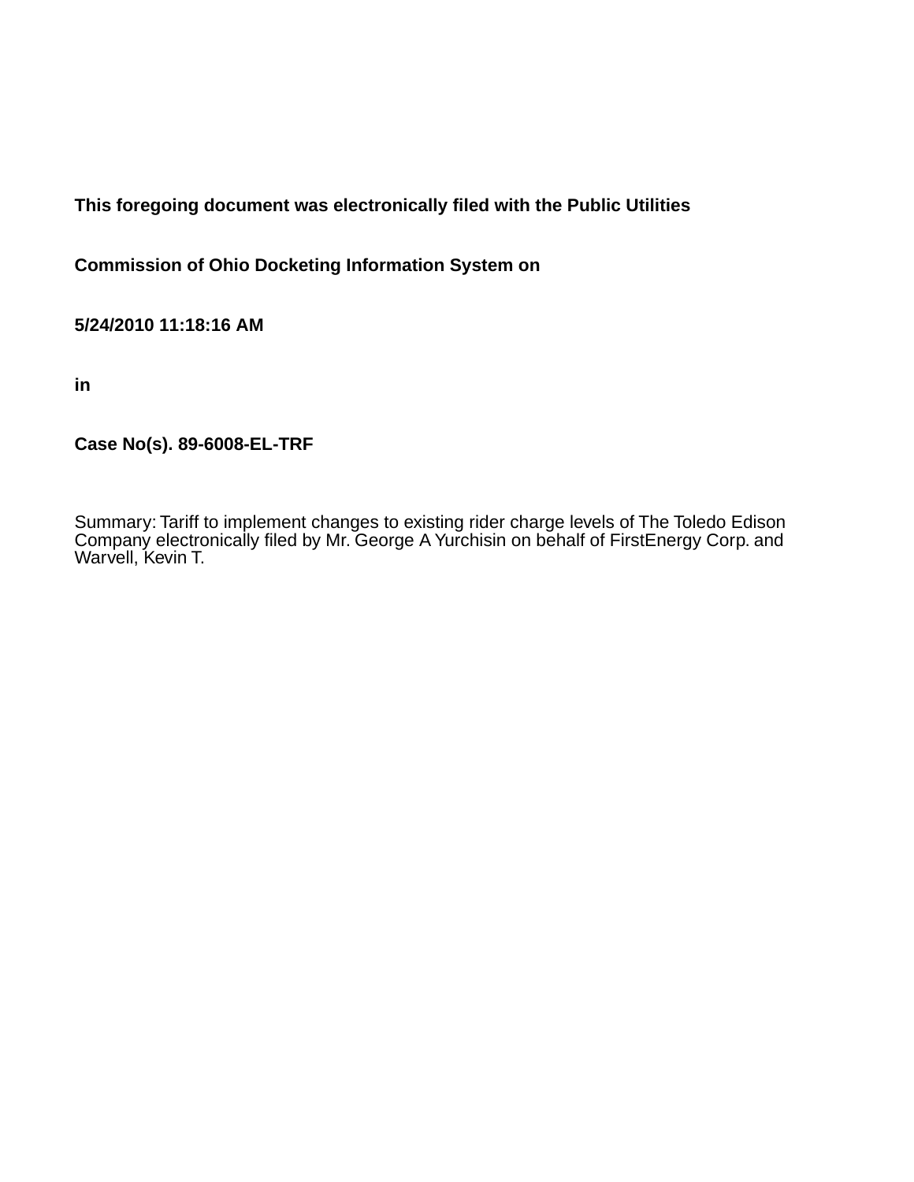**This foregoing document was electronically filed with the Public Utilities**

**Commission of Ohio Docketing Information System on**

**5/24/2010 11:18:16 AM**

**in**

**Case No(s). 89-6008-EL-TRF**

Summary: Tariff to implement changes to existing rider charge levels of The Toledo Edison Company electronically filed by Mr. George A Yurchisin on behalf of FirstEnergy Corp. and Warvell, Kevin T.